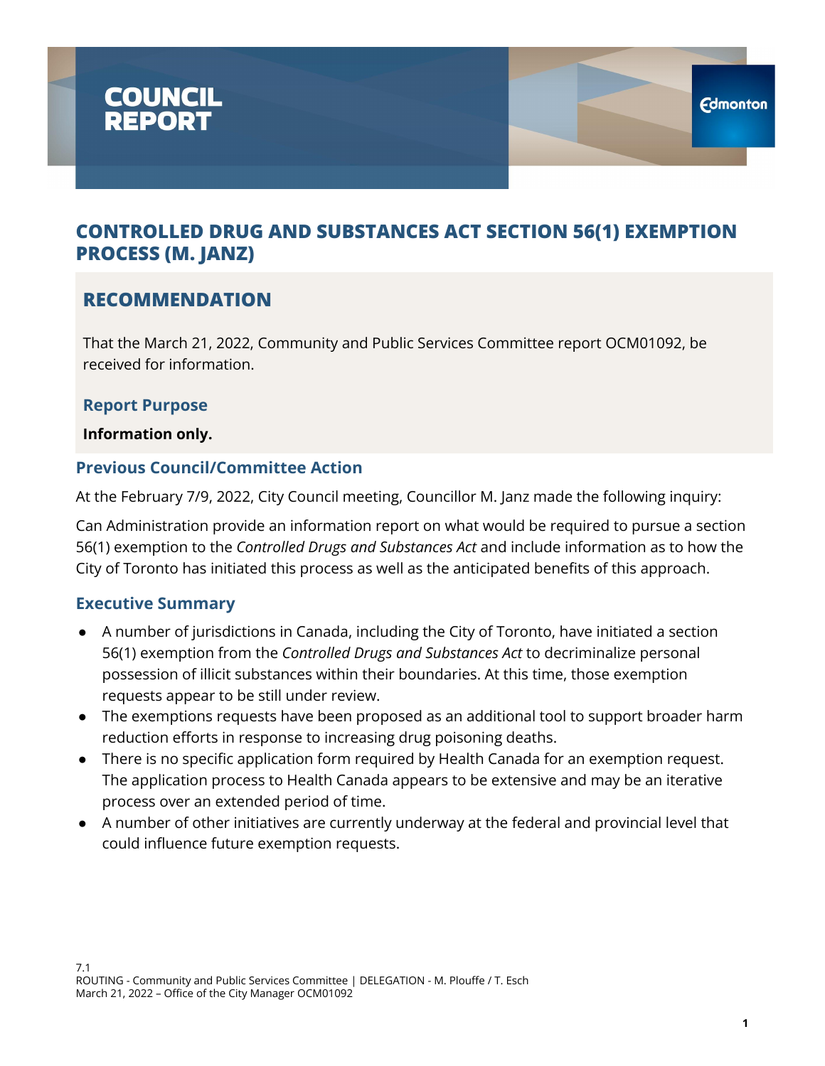# COUNCIL REPORT

# CONTROLLED DRUG AND SUBSTANCES ACT SECTION 56(1) EXEMPTION PROCESS (M. JANZ)

## RECOMMENDATION

That the March 21, 2022, Community and Public Services Committee report OCM01092, be received for information.

### Report Purpose

**Information only.**

### Previous Council/Committee Action

At the February 7/9, 2022, City Council meeting, Councillor M. Janz made the following inquiry:

Can Administration provide an information report on what would be required to pursue a section 56(1) exemption to the *Controlled Drugs and Substances Act* and include information as to how the City of Toronto has initiated this process as well as the anticipated benefits of this approach.

### Executive Summary

- A number of jurisdictions in Canada, including the City of Toronto, have initiated a section 56(1) exemption from the *Controlled Drugs and Substances Act* to decriminalize personal possession of illicit substances within their boundaries. At this time, those exemption requests appear to be still under review.
- The exemptions requests have been proposed as an additional tool to support broader harm reduction efforts in response to increasing drug poisoning deaths.
- There is no specific application form required by Health Canada for an exemption request. The application process to Health Canada appears to be extensive and may be an iterative process over an extended period of time.
- A number of other initiatives are currently underway at the federal and provincial level that could influence future exemption requests.

7.1
ROUTING - Community and Public Services Committee | DELEGATION - M. Plouffe / T. Esch
March 21, 2022 – Office of the City Manager OCM01092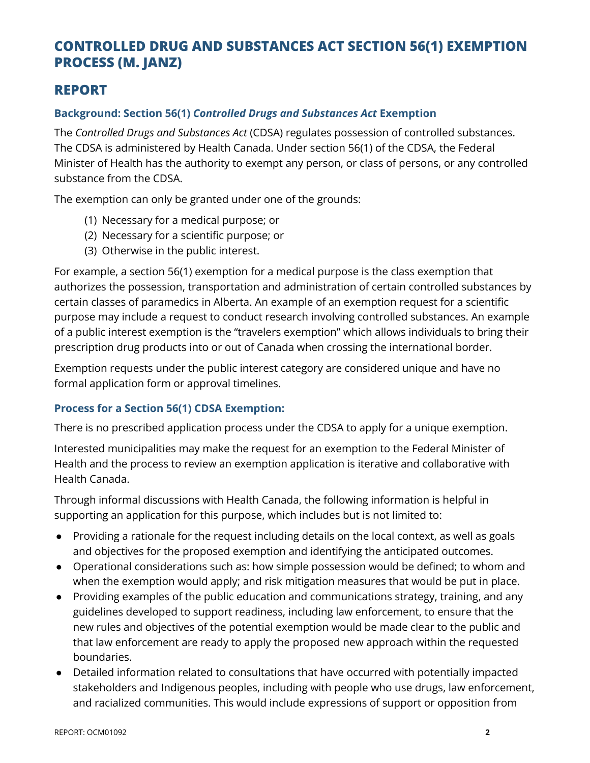# CONTROLLED DRUG AND SUBSTANCES ACT SECTION 56(1) EXEMPTION PROCESS (M. JANZ)

## REPORT

### Background: Section 56(1) *Controlled Drugs and Substances Act* Exemption

The *Controlled Drugs and Substances Act* (CDSA) regulates possession of controlled substances. The CDSA is administered by Health Canada. Under section 56(1) of the CDSA, the Federal Minister of Health has the authority to exempt any person, or class of persons, or any controlled substance from the CDSA.

The exemption can only be granted under one of the grounds:

(1) Necessary for a medical purpose; or
(2) Necessary for a scientific purpose; or
(3) Otherwise in the public interest.

For example, a section 56(1) exemption for a medical purpose is the class exemption that authorizes the possession, transportation and administration of certain controlled substances by certain classes of paramedics in Alberta. An example of an exemption request for a scientific purpose may include a request to conduct research involving controlled substances. An example of a public interest exemption is the "travelers exemption" which allows individuals to bring their prescription drug products into or out of Canada when crossing the international border.

Exemption requests under the public interest category are considered unique and have no formal application form or approval timelines.

### Process for a Section 56(1) CDSA Exemption:

There is no prescribed application process under the CDSA to apply for a unique exemption.

Interested municipalities may make the request for an exemption to the Federal Minister of Health and the process to review an exemption application is iterative and collaborative with Health Canada.

Through informal discussions with Health Canada, the following information is helpful in supporting an application for this purpose, which includes but is not limited to:

- Providing a rationale for the request including details on the local context, as well as goals and objectives for the proposed exemption and identifying the anticipated outcomes.
- Operational considerations such as: how simple possession would be defined; to whom and when the exemption would apply; and risk mitigation measures that would be put in place.
- Providing examples of the public education and communications strategy, training, and any guidelines developed to support readiness, including law enforcement, to ensure that the new rules and objectives of the potential exemption would be made clear to the public and that law enforcement are ready to apply the proposed new approach within the requested boundaries.
- Detailed information related to consultations that have occurred with potentially impacted stakeholders and Indigenous peoples, including with people who use drugs, law enforcement, and racialized communities. This would include expressions of support or opposition from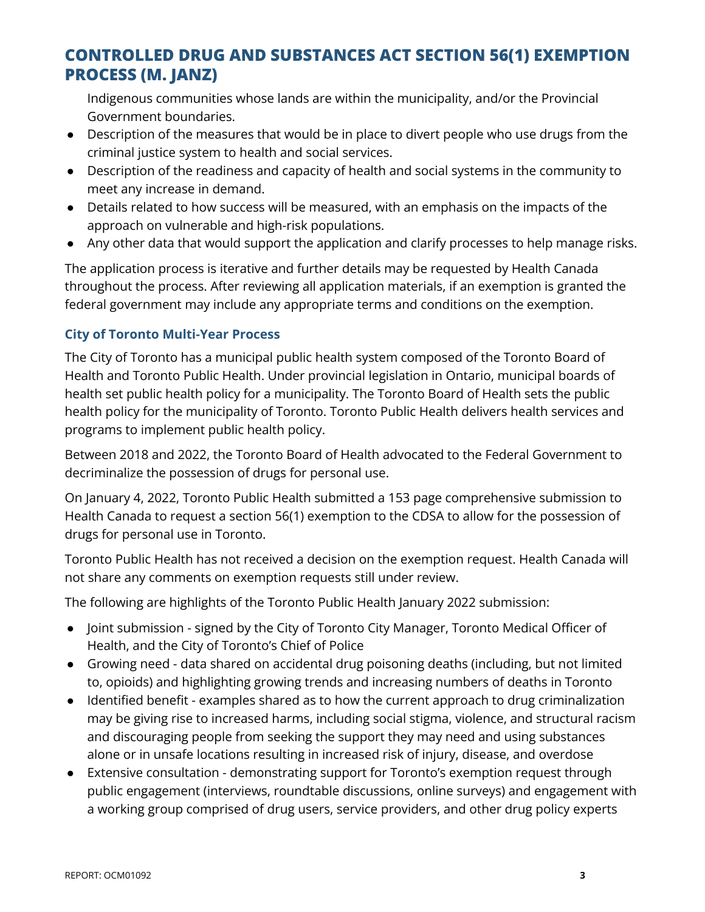## CONTROLLED DRUG AND SUBSTANCES ACT SECTION 56(1) EXEMPTION PROCESS (M. JANZ)

Indigenous communities whose lands are within the municipality, and/or the Provincial Government boundaries.

- Description of the measures that would be in place to divert people who use drugs from the criminal justice system to health and social services.
- Description of the readiness and capacity of health and social systems in the community to meet any increase in demand.
- Details related to how success will be measured, with an emphasis on the impacts of the approach on vulnerable and high-risk populations.
- Any other data that would support the application and clarify processes to help manage risks.

The application process is iterative and further details may be requested by Health Canada throughout the process. After reviewing all application materials, if an exemption is granted the federal government may include any appropriate terms and conditions on the exemption.

### City of Toronto Multi-Year Process

The City of Toronto has a municipal public health system composed of the Toronto Board of Health and Toronto Public Health. Under provincial legislation in Ontario, municipal boards of health set public health policy for a municipality. The Toronto Board of Health sets the public health policy for the municipality of Toronto. Toronto Public Health delivers health services and programs to implement public health policy.

Between 2018 and 2022, the Toronto Board of Health advocated to the Federal Government to decriminalize the possession of drugs for personal use.

On January 4, 2022, Toronto Public Health submitted a 153 page comprehensive submission to Health Canada to request a section 56(1) exemption to the CDSA to allow for the possession of drugs for personal use in Toronto.

Toronto Public Health has not received a decision on the exemption request. Health Canada will not share any comments on exemption requests still under review.

The following are highlights of the Toronto Public Health January 2022 submission:

- Joint submission - signed by the City of Toronto City Manager, Toronto Medical Officer of Health, and the City of Toronto's Chief of Police
- Growing need - data shared on accidental drug poisoning deaths (including, but not limited to, opioids) and highlighting growing trends and increasing numbers of deaths in Toronto
- Identified benefit - examples shared as to how the current approach to drug criminalization may be giving rise to increased harms, including social stigma, violence, and structural racism and discouraging people from seeking the support they may need and using substances alone or in unsafe locations resulting in increased risk of injury, disease, and overdose
- Extensive consultation - demonstrating support for Toronto's exemption request through public engagement (interviews, roundtable discussions, online surveys) and engagement with a working group comprised of drug users, service providers, and other drug policy experts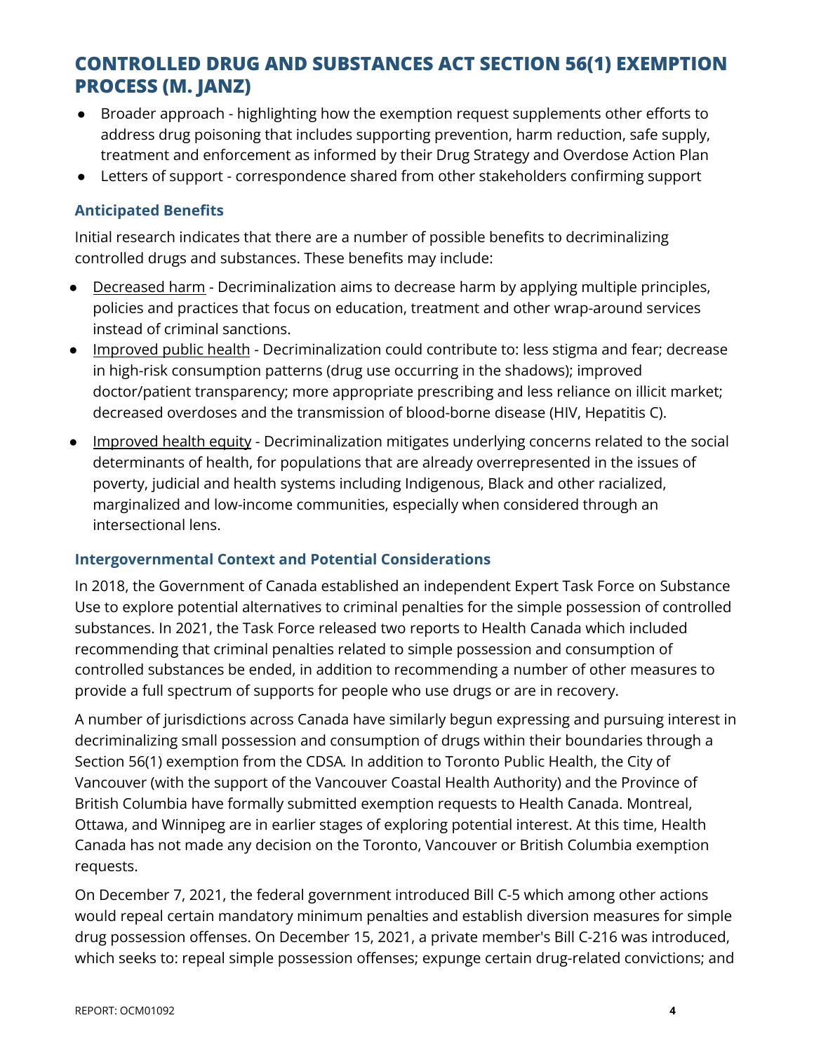## CONTROLLED DRUG AND SUBSTANCES ACT SECTION 56(1) EXEMPTION PROCESS (M. JANZ)

- Broader approach - highlighting how the exemption request supplements other efforts to address drug poisoning that includes supporting prevention, harm reduction, safe supply, treatment and enforcement as informed by their Drug Strategy and Overdose Action Plan
- Letters of support - correspondence shared from other stakeholders confirming support

### Anticipated Benefits

Initial research indicates that there are a number of possible benefits to decriminalizing controlled drugs and substances. These benefits may include:

- Decreased harm - Decriminalization aims to decrease harm by applying multiple principles, policies and practices that focus on education, treatment and other wrap-around services instead of criminal sanctions.
- Improved public health - Decriminalization could contribute to: less stigma and fear; decrease in high-risk consumption patterns (drug use occurring in the shadows); improved doctor/patient transparency; more appropriate prescribing and less reliance on illicit market; decreased overdoses and the transmission of blood-borne disease (HIV, Hepatitis C).
- Improved health equity - Decriminalization mitigates underlying concerns related to the social determinants of health, for populations that are already overrepresented in the issues of poverty, judicial and health systems including Indigenous, Black and other racialized, marginalized and low-income communities, especially when considered through an intersectional lens.

### Intergovernmental Context and Potential Considerations

In 2018, the Government of Canada established an independent Expert Task Force on Substance Use to explore potential alternatives to criminal penalties for the simple possession of controlled substances. In 2021, the Task Force released two reports to Health Canada which included recommending that criminal penalties related to simple possession and consumption of controlled substances be ended, in addition to recommending a number of other measures to provide a full spectrum of supports for people who use drugs or are in recovery.

A number of jurisdictions across Canada have similarly begun expressing and pursuing interest in decriminalizing small possession and consumption of drugs within their boundaries through a Section 56(1) exemption from the CDSA. In addition to Toronto Public Health, the City of Vancouver (with the support of the Vancouver Coastal Health Authority) and the Province of British Columbia have formally submitted exemption requests to Health Canada. Montreal, Ottawa, and Winnipeg are in earlier stages of exploring potential interest. At this time, Health Canada has not made any decision on the Toronto, Vancouver or British Columbia exemption requests.

On December 7, 2021, the federal government introduced Bill C-5 which among other actions would repeal certain mandatory minimum penalties and establish diversion measures for simple drug possession offenses. On December 15, 2021, a private member's Bill C-216 was introduced, which seeks to: repeal simple possession offenses; expunge certain drug-related convictions; and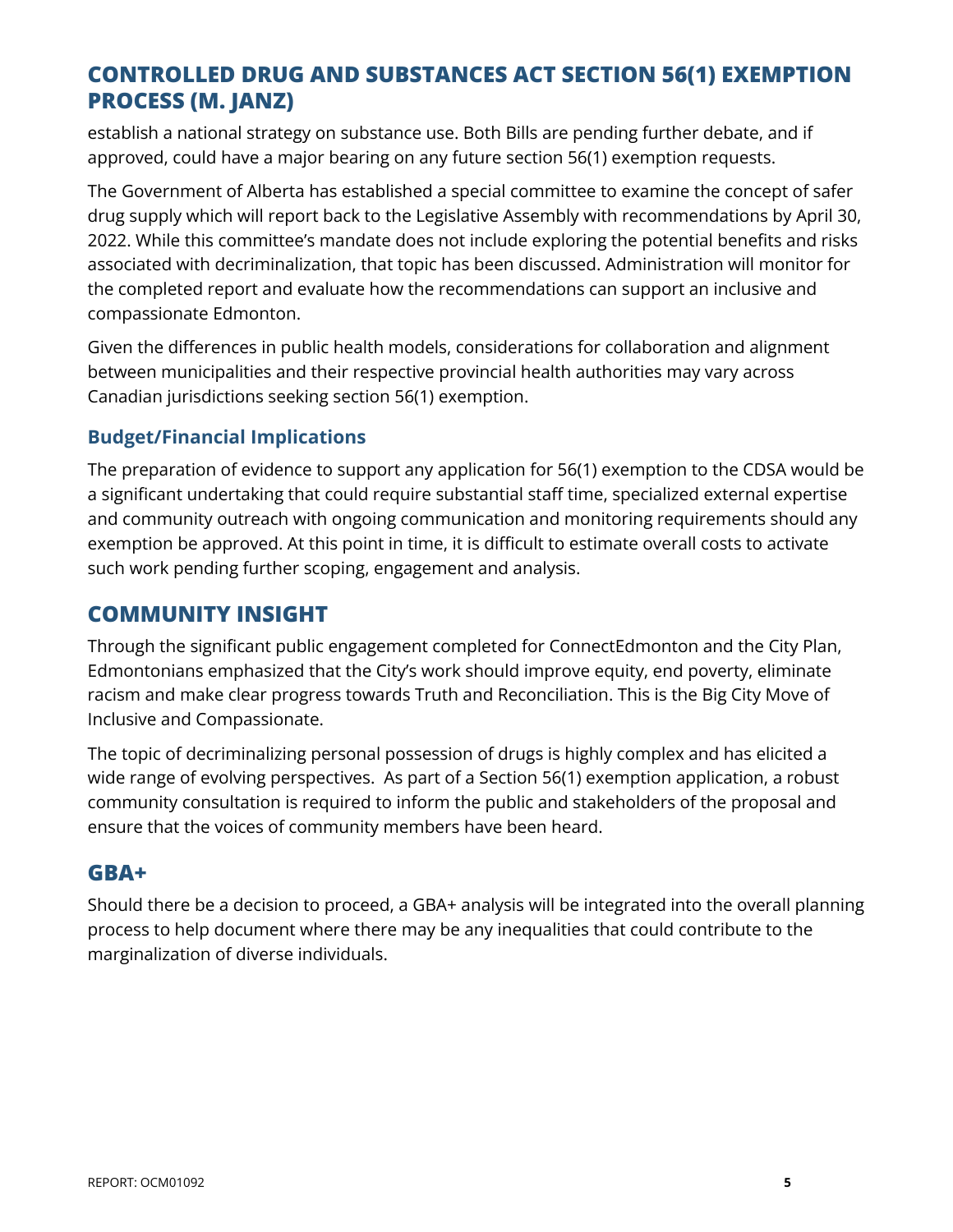## CONTROLLED DRUG AND SUBSTANCES ACT SECTION 56(1) EXEMPTION PROCESS (M. JANZ)

establish a national strategy on substance use. Both Bills are pending further debate, and if approved, could have a major bearing on any future section 56(1) exemption requests.

The Government of Alberta has established a special committee to examine the concept of safer drug supply which will report back to the Legislative Assembly with recommendations by April 30, 2022. While this committee's mandate does not include exploring the potential benefits and risks associated with decriminalization, that topic has been discussed. Administration will monitor for the completed report and evaluate how the recommendations can support an inclusive and compassionate Edmonton.

Given the differences in public health models, considerations for collaboration and alignment between municipalities and their respective provincial health authorities may vary across Canadian jurisdictions seeking section 56(1) exemption.

### Budget/Financial Implications

The preparation of evidence to support any application for 56(1) exemption to the CDSA would be a significant undertaking that could require substantial staff time, specialized external expertise and community outreach with ongoing communication and monitoring requirements should any exemption be approved. At this point in time, it is difficult to estimate overall costs to activate such work pending further scoping, engagement and analysis.

## COMMUNITY INSIGHT

Through the significant public engagement completed for ConnectEdmonton and the City Plan, Edmontonians emphasized that the City's work should improve equity, end poverty, eliminate racism and make clear progress towards Truth and Reconciliation. This is the Big City Move of Inclusive and Compassionate.

The topic of decriminalizing personal possession of drugs is highly complex and has elicited a wide range of evolving perspectives. As part of a Section 56(1) exemption application, a robust community consultation is required to inform the public and stakeholders of the proposal and ensure that the voices of community members have been heard.

## GBA+

Should there be a decision to proceed, a GBA+ analysis will be integrated into the overall planning process to help document where there may be any inequalities that could contribute to the marginalization of diverse individuals.